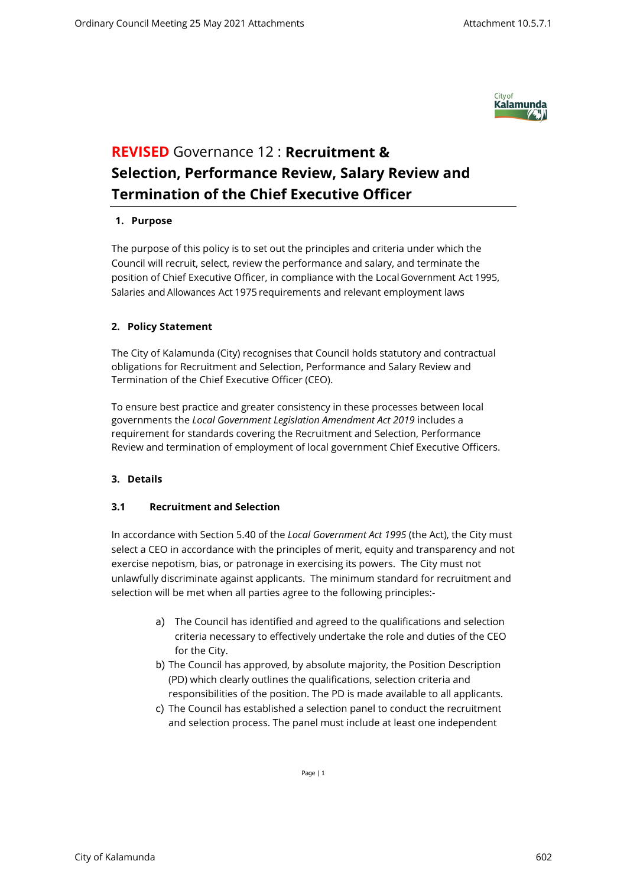# **REVISED** Governance 12 : **Recruitment & Selection, Performance Review, Salary Review and Termination of the Chief Executive Officer**

## 1. Purpose

The purpose of this policy is to set out the principles and criteria under which the Council will recruit, select, review the performance and salary, and terminate the position of Chief Executive Officer, in compliance with the Local Government Act 1995, Salaries and Allowances Act 1975 requirements and relevant employment laws

## 2. Policy Statement

The City of Kalamunda (City) recognises that Council holds statutory and contractual obligations for Recruitment and Selection, Performance and Salary Review and Termination of the Chief Executive Officer (CEO).

To ensure best practice and greater consistency in these processes between local governments the *Local Government Legislation Amendment Act 2019* includes a requirement for standards covering the Recruitment and Selection, Performance Review and termination of employment of local government Chief Executive Officers.

## 3. Details

### 3.1 Recruitment and Selection

In accordance with Section 5.40 of the *Local Government Act 1995* (the Act), the City must select a CEO in accordance with the principles of merit, equity and transparency and not exercise nepotism, bias, or patronage in exercising its powers. The City must not unlawfully discriminate against applicants. The minimum standard for recruitment and selection will be met when all parties agree to the following principles:-

a) The Council has identified and agreed to the qualifications and selection criteria necessary to effectively undertake the role and duties of the CEO for the City.

b) The Council has approved, by absolute majority, the Position Description (PD) which clearly outlines the qualifications, selection criteria and responsibilities of the position. The PD is made available to all applicants.

c) The Council has established a selection panel to conduct the recruitment and selection process. The panel must include at least one independent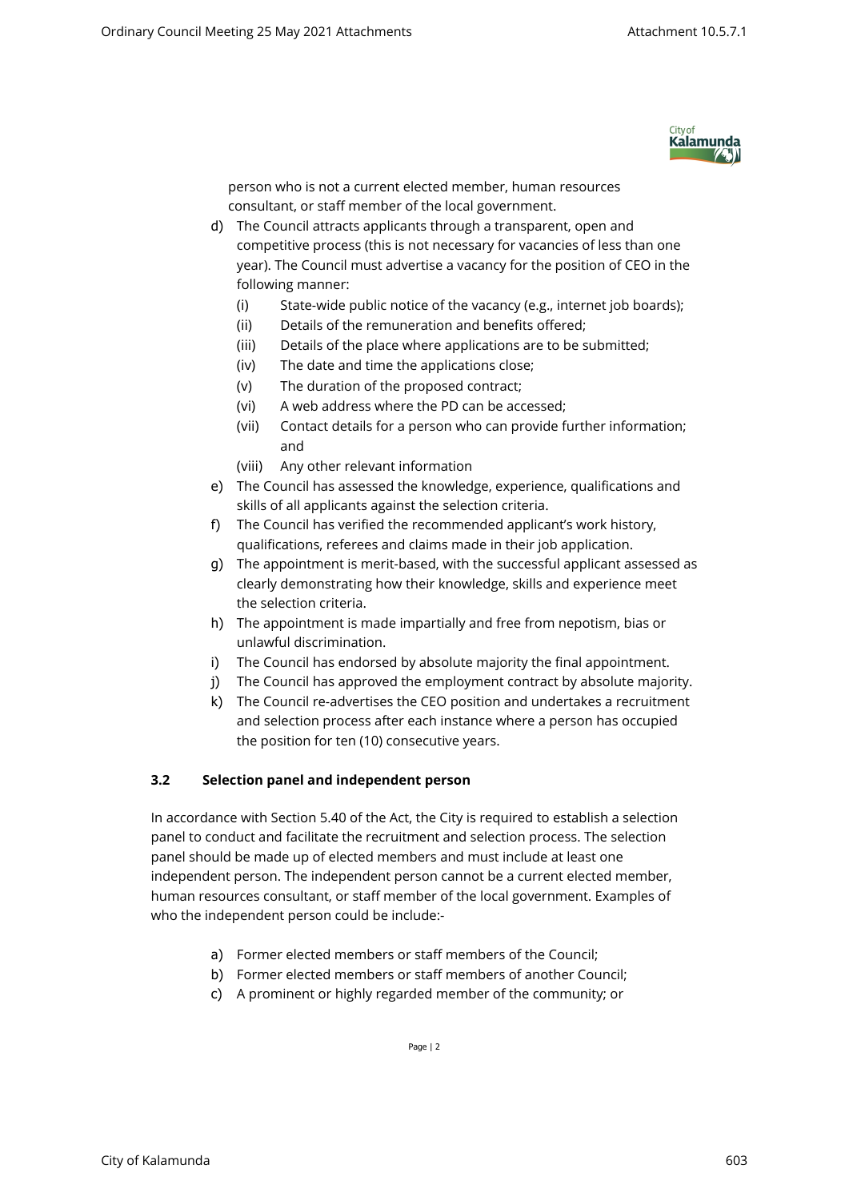person who is not a current elected member, human resources consultant, or staff member of the local government.

d) The Council attracts applicants through a transparent, open and competitive process (this is not necessary for vacancies of less than one year). The Council must advertise a vacancy for the position of CEO in the following manner:
   (i) State-wide public notice of the vacancy (e.g., internet job boards);
   (ii) Details of the remuneration and benefits offered;
   (iii) Details of the place where applications are to be submitted;
   (iv) The date and time the applications close;
   (v) The duration of the proposed contract;
   (vi) A web address where the PD can be accessed;
   (vii) Contact details for a person who can provide further information; and
   (viii) Any other relevant information
e) The Council has assessed the knowledge, experience, qualifications and skills of all applicants against the selection criteria.
f) The Council has verified the recommended applicant's work history, qualifications, referees and claims made in their job application.
g) The appointment is merit-based, with the successful applicant assessed as clearly demonstrating how their knowledge, skills and experience meet the selection criteria.
h) The appointment is made impartially and free from nepotism, bias or unlawful discrimination.
i) The Council has endorsed by absolute majority the final appointment.
j) The Council has approved the employment contract by absolute majority.
k) The Council re-advertises the CEO position and undertakes a recruitment and selection process after each instance where a person has occupied the position for ten (10) consecutive years.

### 3.2 Selection panel and independent person

In accordance with Section 5.40 of the Act, the City is required to establish a selection panel to conduct and facilitate the recruitment and selection process. The selection panel should be made up of elected members and must include at least one independent person. The independent person cannot be a current elected member, human resources consultant, or staff member of the local government. Examples of who the independent person could be include:-

a) Former elected members or staff members of the Council;
b) Former elected members or staff members of another Council;
c) A prominent or highly regarded member of the community; or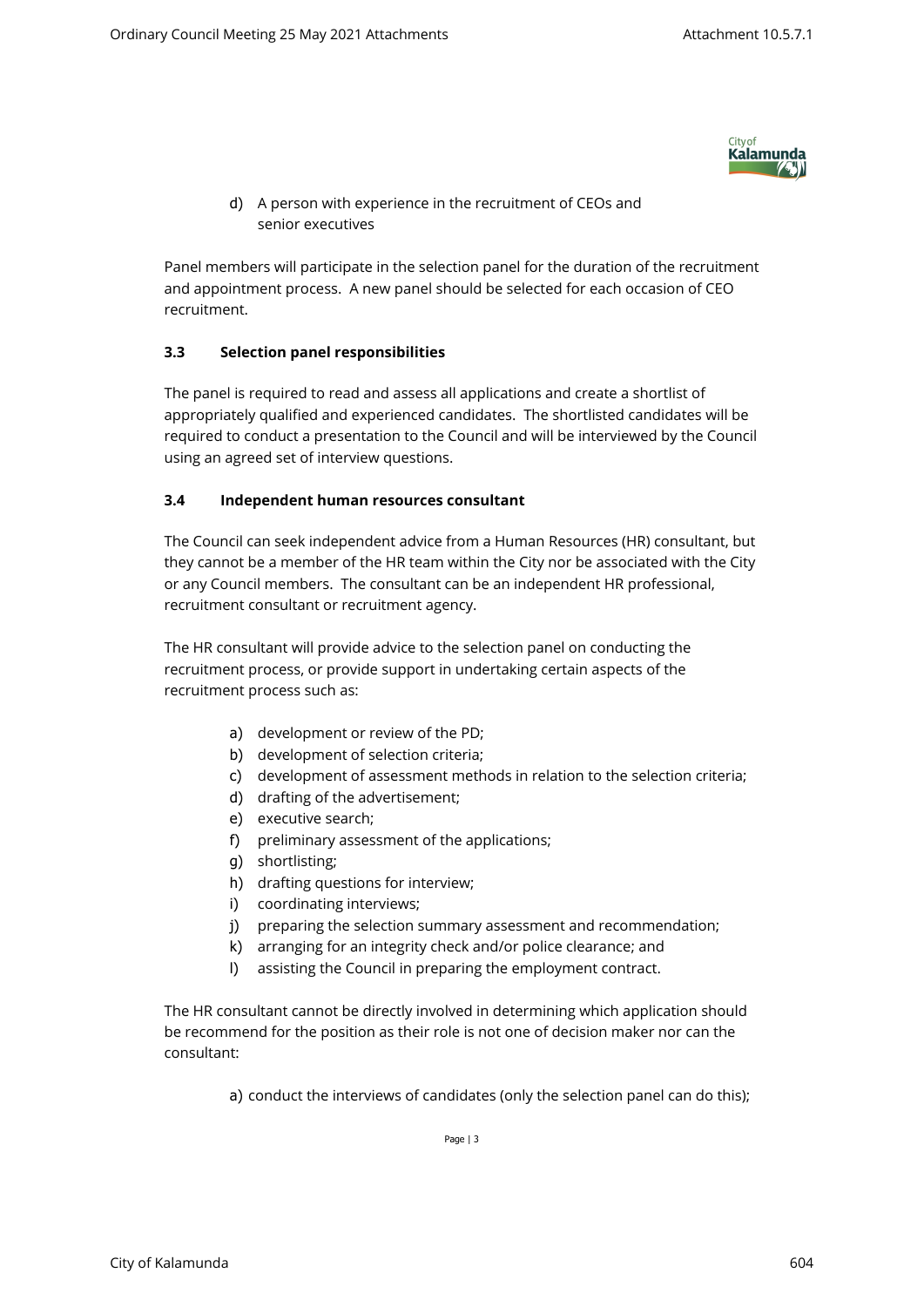d) A person with experience in the recruitment of CEOs and senior executives

Panel members will participate in the selection panel for the duration of the recruitment and appointment process. A new panel should be selected for each occasion of CEO recruitment.

### 3.3 Selection panel responsibilities

The panel is required to read and assess all applications and create a shortlist of appropriately qualified and experienced candidates. The shortlisted candidates will be required to conduct a presentation to the Council and will be interviewed by the Council using an agreed set of interview questions.

### 3.4 Independent human resources consultant

The Council can seek independent advice from a Human Resources (HR) consultant, but they cannot be a member of the HR team within the City nor be associated with the City or any Council members. The consultant can be an independent HR professional, recruitment consultant or recruitment agency.

The HR consultant will provide advice to the selection panel on conducting the recruitment process, or provide support in undertaking certain aspects of the recruitment process such as:

a) development or review of the PD;
b) development of selection criteria;
c) development of assessment methods in relation to the selection criteria;
d) drafting of the advertisement;
e) executive search;
f) preliminary assessment of the applications;
g) shortlisting;
h) drafting questions for interview;
i) coordinating interviews;
j) preparing the selection summary assessment and recommendation;
k) arranging for an integrity check and/or police clearance; and
l) assisting the Council in preparing the employment contract.

The HR consultant cannot be directly involved in determining which application should be recommend for the position as their role is not one of decision maker nor can the consultant:

a) conduct the interviews of candidates (only the selection panel can do this);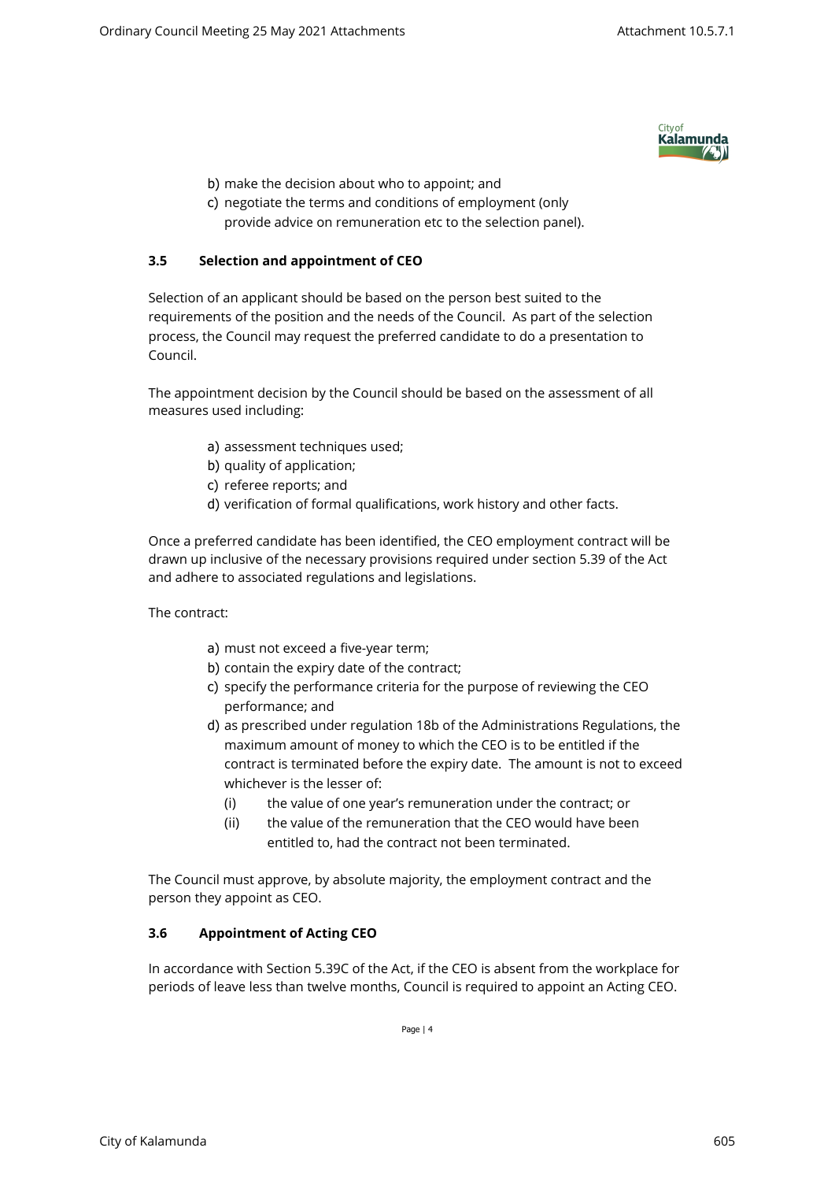b) make the decision about who to appoint; and
c) negotiate the terms and conditions of employment (only provide advice on remuneration etc to the selection panel).

### 3.5 Selection and appointment of CEO

Selection of an applicant should be based on the person best suited to the requirements of the position and the needs of the Council. As part of the selection process, the Council may request the preferred candidate to do a presentation to Council.

The appointment decision by the Council should be based on the assessment of all measures used including:

a) assessment techniques used;
b) quality of application;
c) referee reports; and
d) verification of formal qualifications, work history and other facts.

Once a preferred candidate has been identified, the CEO employment contract will be drawn up inclusive of the necessary provisions required under section 5.39 of the Act and adhere to associated regulations and legislations.

The contract:

a) must not exceed a five-year term;
b) contain the expiry date of the contract;
c) specify the performance criteria for the purpose of reviewing the CEO performance; and
d) as prescribed under regulation 18b of the Administrations Regulations, the maximum amount of money to which the CEO is to be entitled if the contract is terminated before the expiry date. The amount is not to exceed whichever is the lesser of:
   (i) the value of one year's remuneration under the contract; or
   (ii) the value of the remuneration that the CEO would have been entitled to, had the contract not been terminated.

The Council must approve, by absolute majority, the employment contract and the person they appoint as CEO.

### 3.6 Appointment of Acting CEO

In accordance with Section 5.39C of the Act, if the CEO is absent from the workplace for periods of leave less than twelve months, Council is required to appoint an Acting CEO.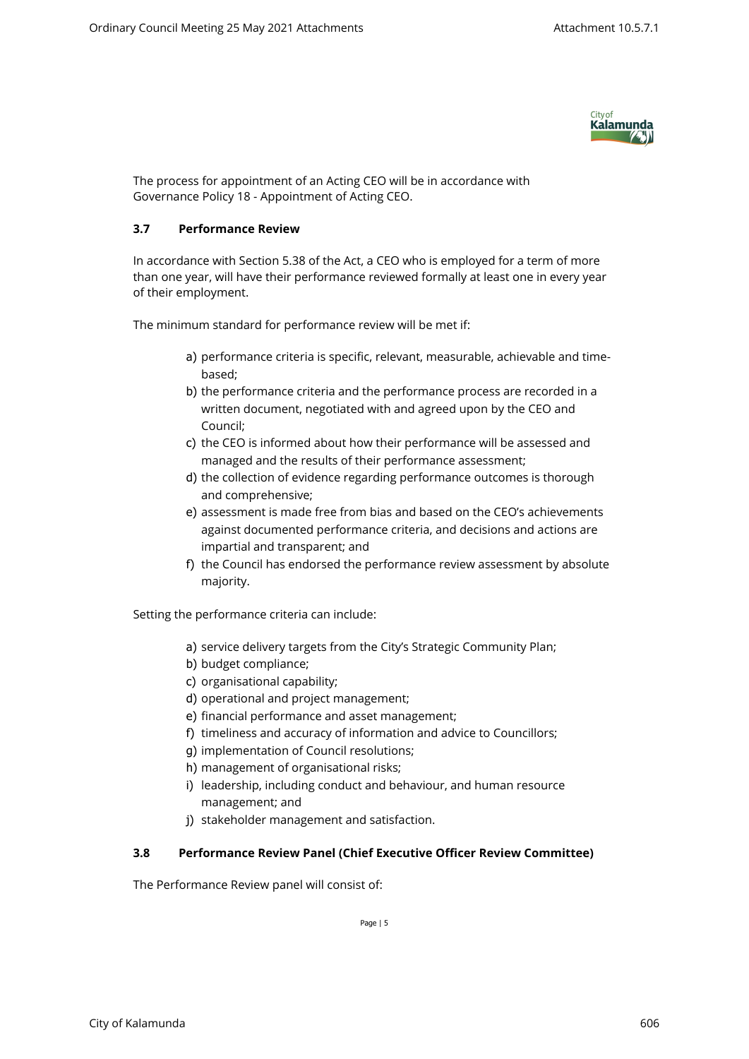The process for appointment of an Acting CEO will be in accordance with Governance Policy 18 - Appointment of Acting CEO.

### 3.7 Performance Review

In accordance with Section 5.38 of the Act, a CEO who is employed for a term of more than one year, will have their performance reviewed formally at least one in every year of their employment.

The minimum standard for performance review will be met if:

a) performance criteria is specific, relevant, measurable, achievable and time-based;
b) the performance criteria and the performance process are recorded in a written document, negotiated with and agreed upon by the CEO and Council;
c) the CEO is informed about how their performance will be assessed and managed and the results of their performance assessment;
d) the collection of evidence regarding performance outcomes is thorough and comprehensive;
e) assessment is made free from bias and based on the CEO's achievements against documented performance criteria, and decisions and actions are impartial and transparent; and
f) the Council has endorsed the performance review assessment by absolute majority.

Setting the performance criteria can include:

a) service delivery targets from the City's Strategic Community Plan;
b) budget compliance;
c) organisational capability;
d) operational and project management;
e) financial performance and asset management;
f) timeliness and accuracy of information and advice to Councillors;
g) implementation of Council resolutions;
h) management of organisational risks;
i) leadership, including conduct and behaviour, and human resource management; and
j) stakeholder management and satisfaction.

### 3.8 Performance Review Panel (Chief Executive Officer Review Committee)

The Performance Review panel will consist of: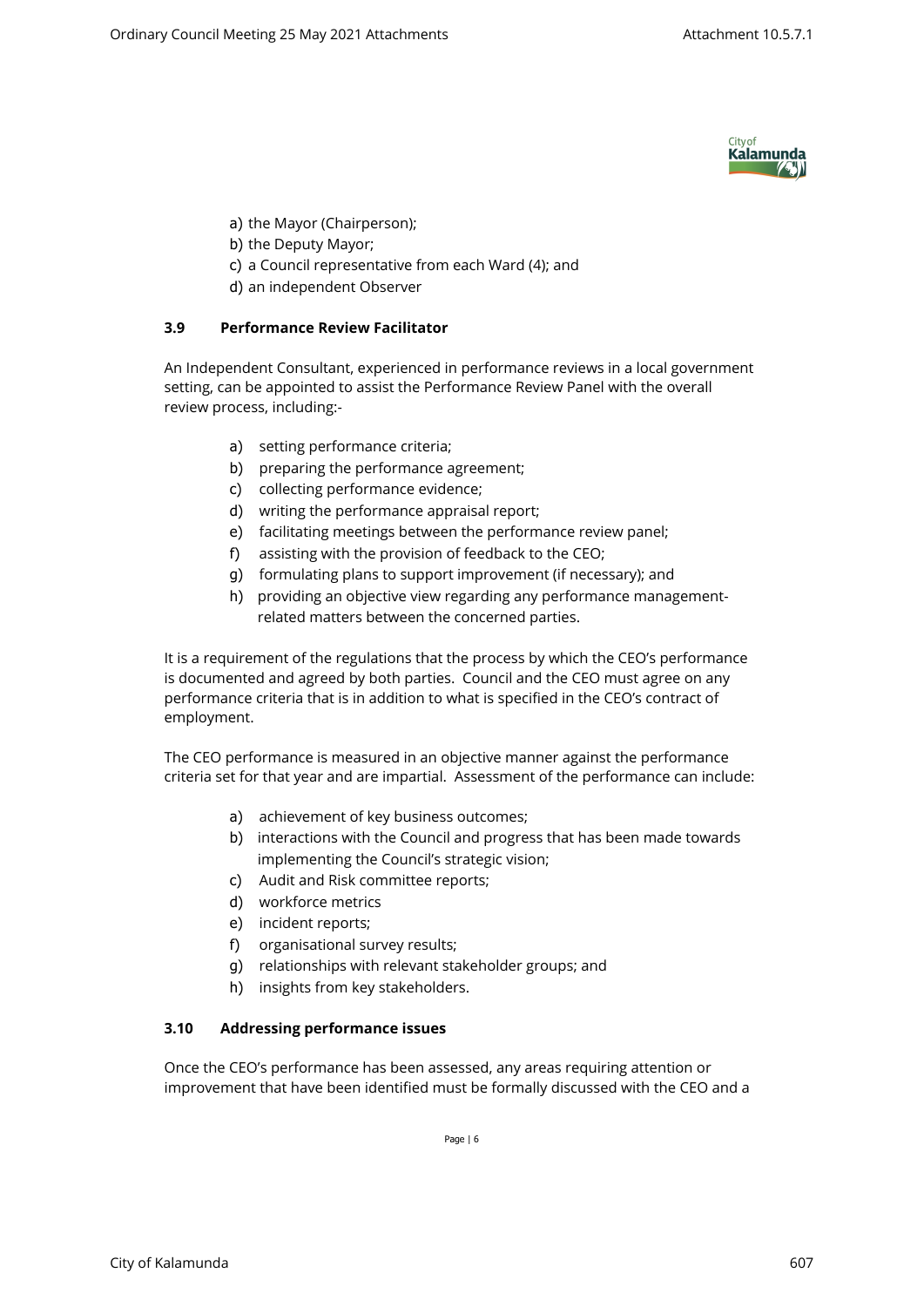a) the Mayor (Chairperson);
b) the Deputy Mayor;
c) a Council representative from each Ward (4); and
d) an independent Observer

### 3.9 Performance Review Facilitator

An Independent Consultant, experienced in performance reviews in a local government setting, can be appointed to assist the Performance Review Panel with the overall review process, including:-

a) setting performance criteria;
b) preparing the performance agreement;
c) collecting performance evidence;
d) writing the performance appraisal report;
e) facilitating meetings between the performance review panel;
f) assisting with the provision of feedback to the CEO;
g) formulating plans to support improvement (if necessary); and
h) providing an objective view regarding any performance management-related matters between the concerned parties.

It is a requirement of the regulations that the process by which the CEO's performance is documented and agreed by both parties. Council and the CEO must agree on any performance criteria that is in addition to what is specified in the CEO's contract of employment.

The CEO performance is measured in an objective manner against the performance criteria set for that year and are impartial. Assessment of the performance can include:

a) achievement of key business outcomes;
b) interactions with the Council and progress that has been made towards implementing the Council's strategic vision;
c) Audit and Risk committee reports;
d) workforce metrics
e) incident reports;
f) organisational survey results;
g) relationships with relevant stakeholder groups; and
h) insights from key stakeholders.

### 3.10 Addressing performance issues

Once the CEO's performance has been assessed, any areas requiring attention or improvement that have been identified must be formally discussed with the CEO and a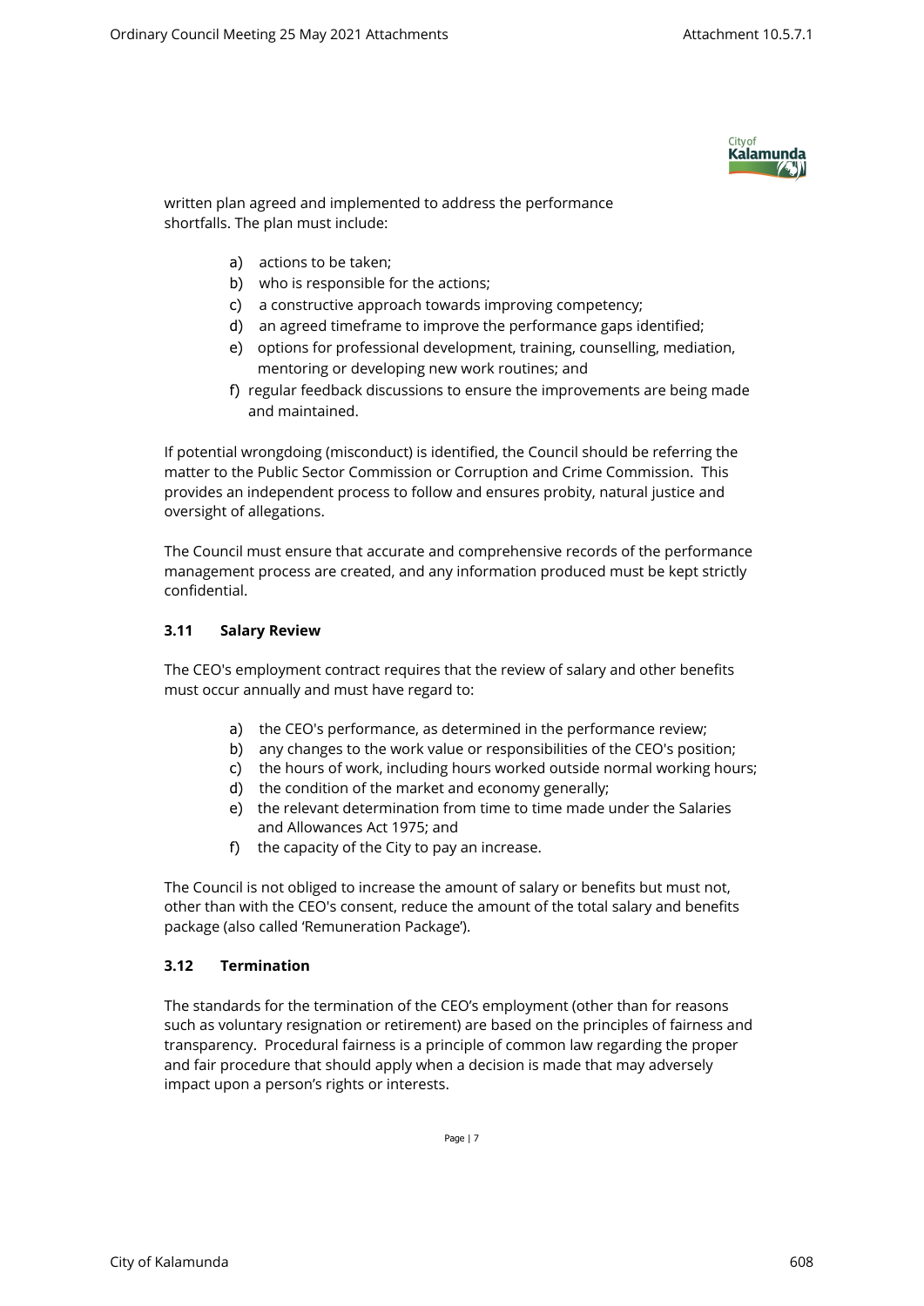written plan agreed and implemented to address the performance shortfalls. The plan must include:

a) actions to be taken;
b) who is responsible for the actions;
c) a constructive approach towards improving competency;
d) an agreed timeframe to improve the performance gaps identified;
e) options for professional development, training, counselling, mediation, mentoring or developing new work routines; and
f) regular feedback discussions to ensure the improvements are being made and maintained.

If potential wrongdoing (misconduct) is identified, the Council should be referring the matter to the Public Sector Commission or Corruption and Crime Commission. This provides an independent process to follow and ensures probity, natural justice and oversight of allegations.

The Council must ensure that accurate and comprehensive records of the performance management process are created, and any information produced must be kept strictly confidential.

### 3.11 Salary Review

The CEO's employment contract requires that the review of salary and other benefits must occur annually and must have regard to:

a) the CEO's performance, as determined in the performance review;
b) any changes to the work value or responsibilities of the CEO's position;
c) the hours of work, including hours worked outside normal working hours;
d) the condition of the market and economy generally;
e) the relevant determination from time to time made under the Salaries and Allowances Act 1975; and
f) the capacity of the City to pay an increase.

The Council is not obliged to increase the amount of salary or benefits but must not, other than with the CEO's consent, reduce the amount of the total salary and benefits package (also called 'Remuneration Package').

### 3.12 Termination

The standards for the termination of the CEO's employment (other than for reasons such as voluntary resignation or retirement) are based on the principles of fairness and transparency. Procedural fairness is a principle of common law regarding the proper and fair procedure that should apply when a decision is made that may adversely impact upon a person's rights or interests.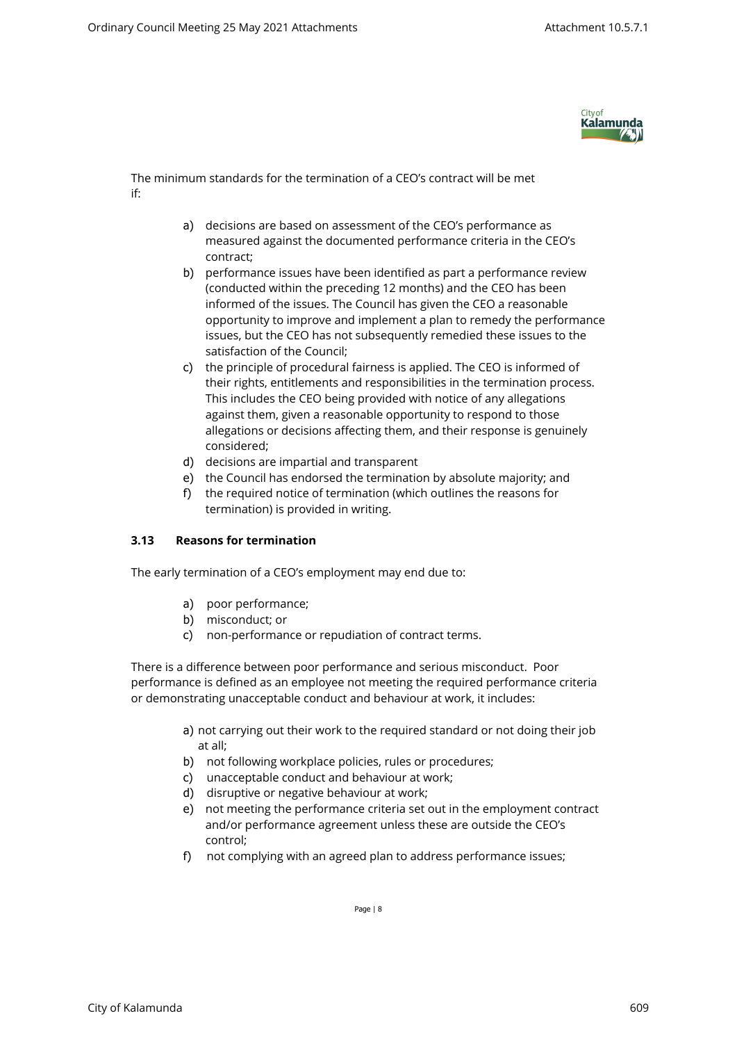The minimum standards for the termination of a CEO's contract will be met if:

a) decisions are based on assessment of the CEO's performance as measured against the documented performance criteria in the CEO's contract;
b) performance issues have been identified as part a performance review (conducted within the preceding 12 months) and the CEO has been informed of the issues. The Council has given the CEO a reasonable opportunity to improve and implement a plan to remedy the performance issues, but the CEO has not subsequently remedied these issues to the satisfaction of the Council;
c) the principle of procedural fairness is applied. The CEO is informed of their rights, entitlements and responsibilities in the termination process. This includes the CEO being provided with notice of any allegations against them, given a reasonable opportunity to respond to those allegations or decisions affecting them, and their response is genuinely considered;
d) decisions are impartial and transparent
e) the Council has endorsed the termination by absolute majority; and
f) the required notice of termination (which outlines the reasons for termination) is provided in writing.

### 3.13 Reasons for termination

The early termination of a CEO's employment may end due to:

a) poor performance;
b) misconduct; or
c) non-performance or repudiation of contract terms.

There is a difference between poor performance and serious misconduct. Poor performance is defined as an employee not meeting the required performance criteria or demonstrating unacceptable conduct and behaviour at work, it includes:

a) not carrying out their work to the required standard or not doing their job at all;
b) not following workplace policies, rules or procedures;
c) unacceptable conduct and behaviour at work;
d) disruptive or negative behaviour at work;
e) not meeting the performance criteria set out in the employment contract and/or performance agreement unless these are outside the CEO's control;
f) not complying with an agreed plan to address performance issues;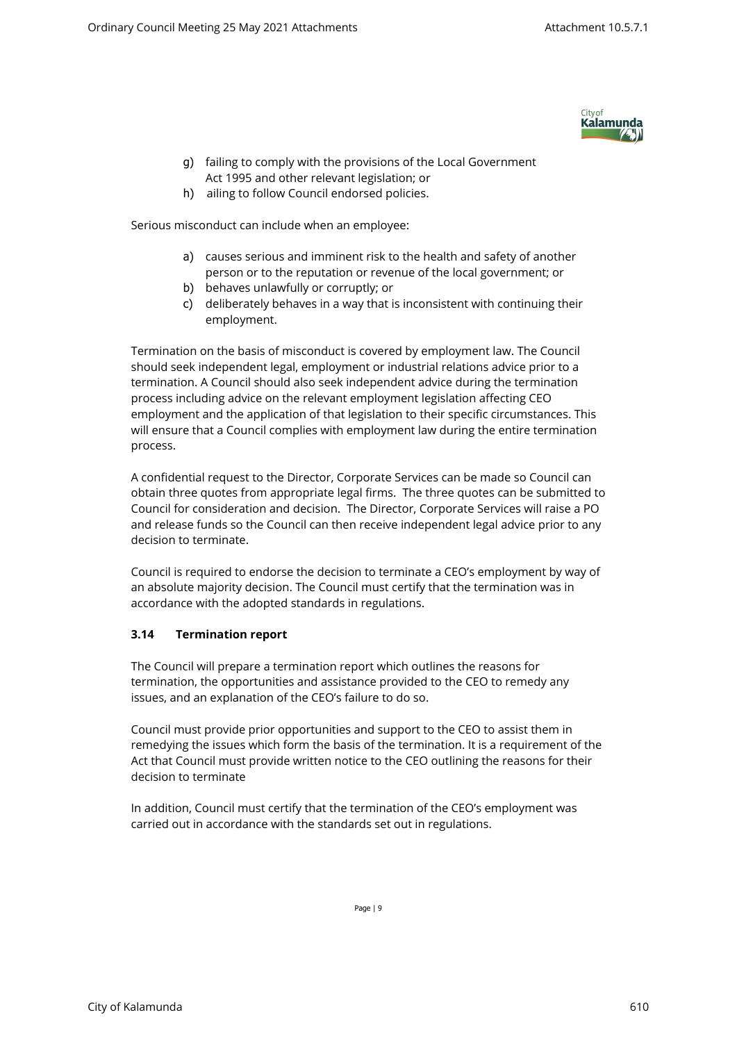g) failing to comply with the provisions of the Local Government Act 1995 and other relevant legislation; or
h) ailing to follow Council endorsed policies.

Serious misconduct can include when an employee:

a) causes serious and imminent risk to the health and safety of another person or to the reputation or revenue of the local government; or
b) behaves unlawfully or corruptly; or
c) deliberately behaves in a way that is inconsistent with continuing their employment.

Termination on the basis of misconduct is covered by employment law. The Council should seek independent legal, employment or industrial relations advice prior to a termination. A Council should also seek independent advice during the termination process including advice on the relevant employment legislation affecting CEO employment and the application of that legislation to their specific circumstances. This will ensure that a Council complies with employment law during the entire termination process.

A confidential request to the Director, Corporate Services can be made so Council can obtain three quotes from appropriate legal firms. The three quotes can be submitted to Council for consideration and decision. The Director, Corporate Services will raise a PO and release funds so the Council can then receive independent legal advice prior to any decision to terminate.

Council is required to endorse the decision to terminate a CEO's employment by way of an absolute majority decision. The Council must certify that the termination was in accordance with the adopted standards in regulations.

### 3.14 Termination report

The Council will prepare a termination report which outlines the reasons for termination, the opportunities and assistance provided to the CEO to remedy any issues, and an explanation of the CEO's failure to do so.

Council must provide prior opportunities and support to the CEO to assist them in remedying the issues which form the basis of the termination. It is a requirement of the Act that Council must provide written notice to the CEO outlining the reasons for their decision to terminate

In addition, Council must certify that the termination of the CEO's employment was carried out in accordance with the standards set out in regulations.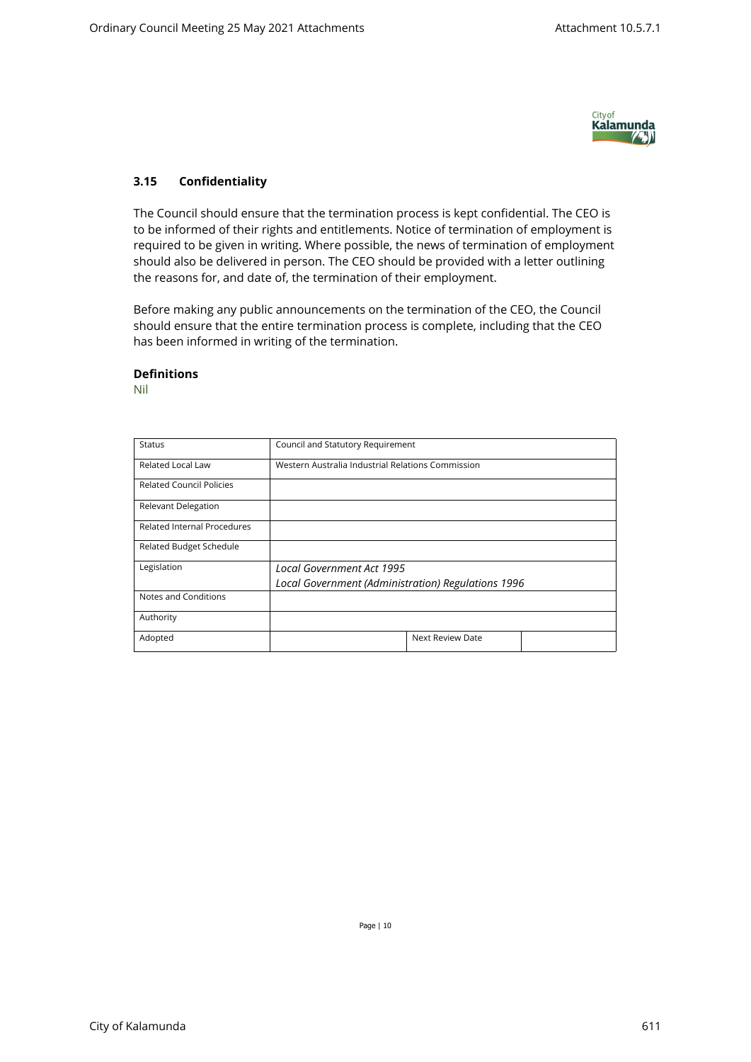### 3.15 Confidentiality

The Council should ensure that the termination process is kept confidential. The CEO is to be informed of their rights and entitlements. Notice of termination of employment is required to be given in writing. Where possible, the news of termination of employment should also be delivered in person. The CEO should be provided with a letter outlining the reasons for, and date of, the termination of their employment.

Before making any public announcements on the termination of the CEO, the Council should ensure that the entire termination process is complete, including that the CEO has been informed in writing of the termination.

**Definitions**

Nil

| | | | |
|---|---|---|---|
| Status | Council and Statutory Requirement | | |
| Related Local Law | Western Australia Industrial Relations Commission | | |
| Related Council Policies | | | |
| Relevant Delegation | | | |
| Related Internal Procedures | | | |
| Related Budget Schedule | | | |
| Legislation | *Local Government Act 1995*<br>*Local Government (Administration) Regulations 1996* | | |
| Notes and Conditions | | | |
| Authority | | | |
| Adopted | | Next Review Date | |